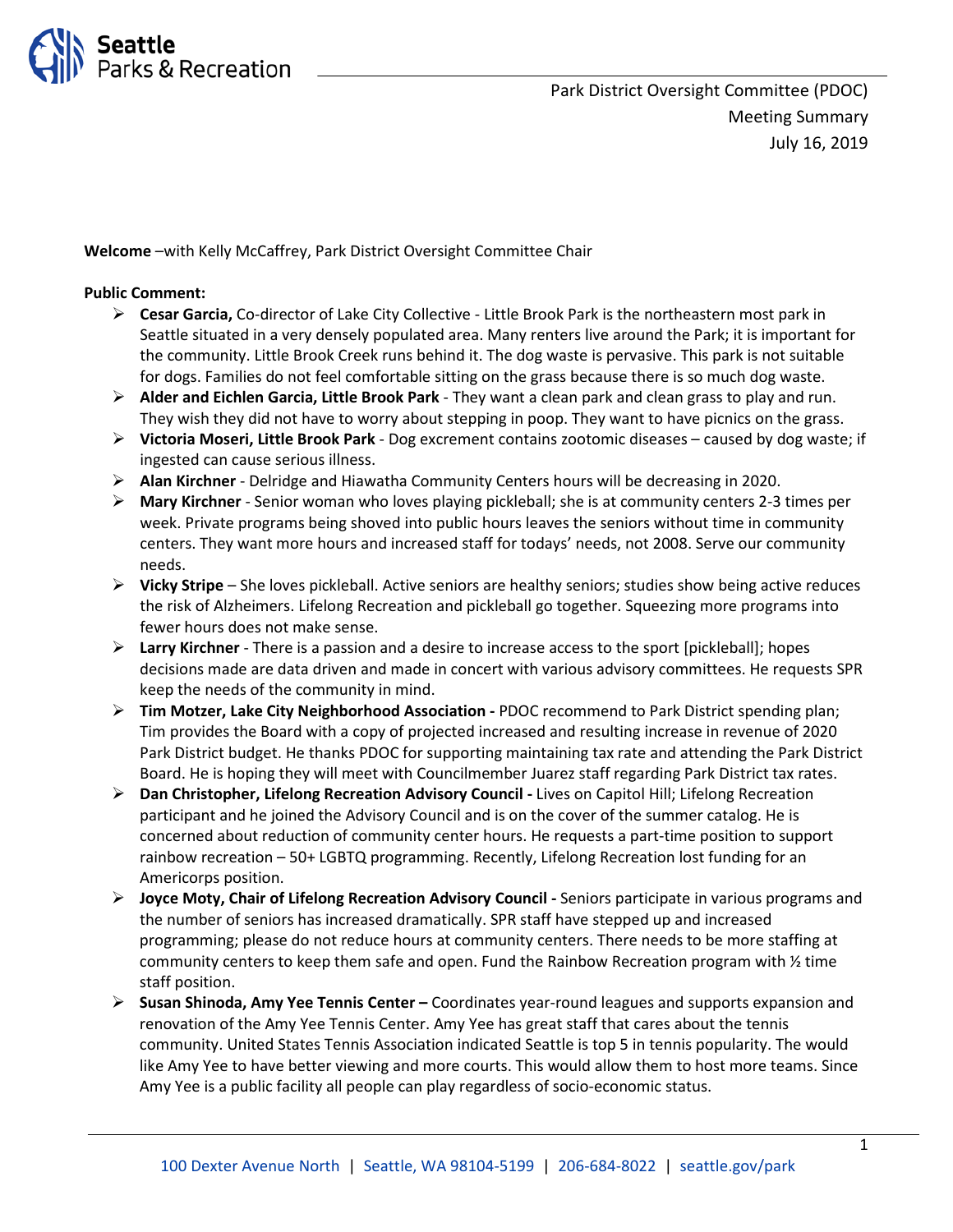Park District Oversight Committee (PDOC)
Meeting Summary
July 16, 2019

**Welcome** –with Kelly McCaffrey, Park District Oversight Committee Chair

**Public Comment:**

- **Cesar Garcia,** Co-director of Lake City Collective - Little Brook Park is the northeastern most park in Seattle situated in a very densely populated area. Many renters live around the Park; it is important for the community. Little Brook Creek runs behind it. The dog waste is pervasive. This park is not suitable for dogs. Families do not feel comfortable sitting on the grass because there is so much dog waste.
- **Alder and Eichlen Garcia, Little Brook Park** - They want a clean park and clean grass to play and run. They wish they did not have to worry about stepping in poop. They want to have picnics on the grass.
- **Victoria Moseri, Little Brook Park** - Dog excrement contains zootomic diseases – caused by dog waste; if ingested can cause serious illness.
- **Alan Kirchner** - Delridge and Hiawatha Community Centers hours will be decreasing in 2020.
- **Mary Kirchner** - Senior woman who loves playing pickleball; she is at community centers 2-3 times per week. Private programs being shoved into public hours leaves the seniors without time in community centers. They want more hours and increased staff for todays' needs, not 2008. Serve our community needs.
- **Vicky Stripe** – She loves pickleball. Active seniors are healthy seniors; studies show being active reduces the risk of Alzheimers. Lifelong Recreation and pickleball go together. Squeezing more programs into fewer hours does not make sense.
- **Larry Kirchner** - There is a passion and a desire to increase access to the sport [pickleball]; hopes decisions made are data driven and made in concert with various advisory committees. He requests SPR keep the needs of the community in mind.
- **Tim Motzer, Lake City Neighborhood Association -** PDOC recommend to Park District spending plan; Tim provides the Board with a copy of projected increased and resulting increase in revenue of 2020 Park District budget. He thanks PDOC for supporting maintaining tax rate and attending the Park District Board. He is hoping they will meet with Councilmember Juarez staff regarding Park District tax rates.
- **Dan Christopher, Lifelong Recreation Advisory Council -** Lives on Capitol Hill; Lifelong Recreation participant and he joined the Advisory Council and is on the cover of the summer catalog. He is concerned about reduction of community center hours. He requests a part-time position to support rainbow recreation – 50+ LGBTQ programming. Recently, Lifelong Recreation lost funding for an Americorps position.
- **Joyce Moty, Chair of Lifelong Recreation Advisory Council -** Seniors participate in various programs and the number of seniors has increased dramatically. SPR staff have stepped up and increased programming; please do not reduce hours at community centers. There needs to be more staffing at community centers to keep them safe and open. Fund the Rainbow Recreation program with ½ time staff position.
- **Susan Shinoda, Amy Yee Tennis Center –** Coordinates year-round leagues and supports expansion and renovation of the Amy Yee Tennis Center. Amy Yee has great staff that cares about the tennis community. United States Tennis Association indicated Seattle is top 5 in tennis popularity. The would like Amy Yee to have better viewing and more courts. This would allow them to host more teams. Since Amy Yee is a public facility all people can play regardless of socio-economic status.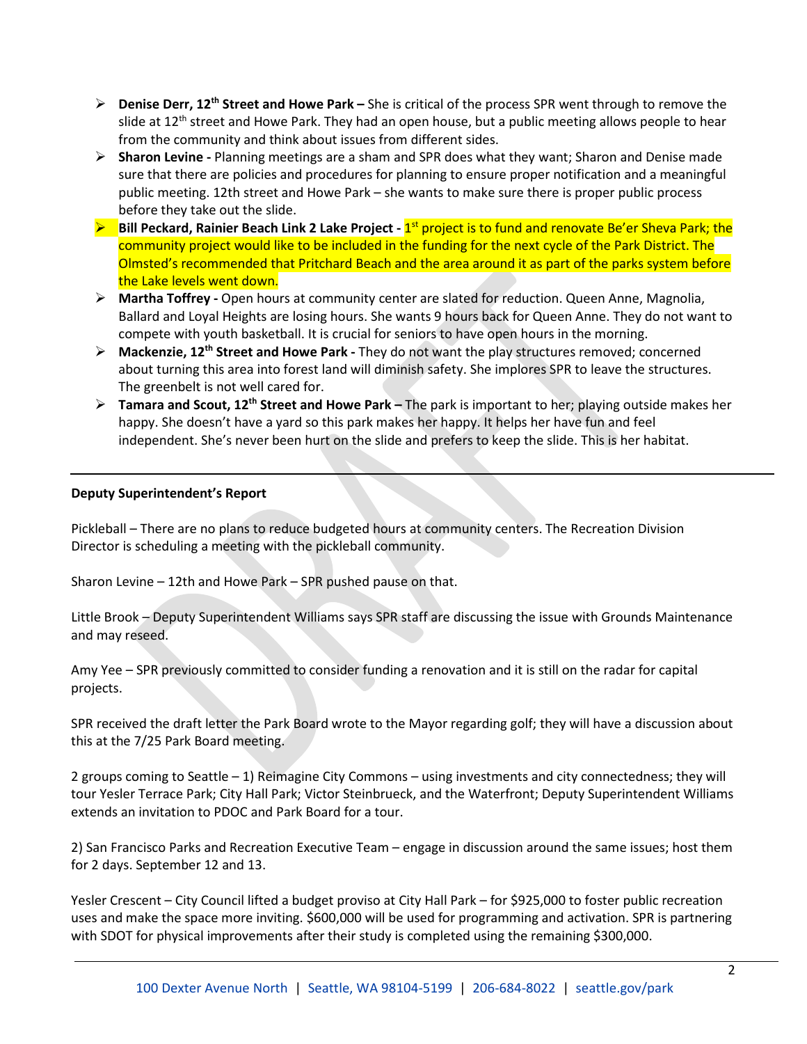- **Denise Derr, 12th Street and Howe Park –** She is critical of the process SPR went through to remove the slide at 12th street and Howe Park. They had an open house, but a public meeting allows people to hear from the community and think about issues from different sides.
- **Sharon Levine -** Planning meetings are a sham and SPR does what they want; Sharon and Denise made sure that there are policies and procedures for planning to ensure proper notification and a meaningful public meeting. 12th street and Howe Park – she wants to make sure there is proper public process before they take out the slide.
- **Bill Peckard, Rainier Beach Link 2 Lake Project -** 1st project is to fund and renovate Be'er Sheva Park; the community project would like to be included in the funding for the next cycle of the Park District. The Olmsted's recommended that Pritchard Beach and the area around it as part of the parks system before the Lake levels went down.
- **Martha Toffrey -** Open hours at community center are slated for reduction. Queen Anne, Magnolia, Ballard and Loyal Heights are losing hours. She wants 9 hours back for Queen Anne. They do not want to compete with youth basketball. It is crucial for seniors to have open hours in the morning.
- **Mackenzie, 12th Street and Howe Park -** They do not want the play structures removed; concerned about turning this area into forest land will diminish safety. She implores SPR to leave the structures. The greenbelt is not well cared for.
- **Tamara and Scout, 12th Street and Howe Park –** The park is important to her; playing outside makes her happy. She doesn't have a yard so this park makes her happy. It helps her have fun and feel independent. She's never been hurt on the slide and prefers to keep the slide. This is her habitat.

---

**Deputy Superintendent's Report**

Pickleball – There are no plans to reduce budgeted hours at community centers. The Recreation Division Director is scheduling a meeting with the pickleball community.

Sharon Levine – 12th and Howe Park – SPR pushed pause on that.

Little Brook – Deputy Superintendent Williams says SPR staff are discussing the issue with Grounds Maintenance and may reseed.

Amy Yee – SPR previously committed to consider funding a renovation and it is still on the radar for capital projects.

SPR received the draft letter the Park Board wrote to the Mayor regarding golf; they will have a discussion about this at the 7/25 Park Board meeting.

2 groups coming to Seattle – 1) Reimagine City Commons – using investments and city connectedness; they will tour Yesler Terrace Park; City Hall Park; Victor Steinbrueck, and the Waterfront; Deputy Superintendent Williams extends an invitation to PDOC and Park Board for a tour.

2) San Francisco Parks and Recreation Executive Team – engage in discussion around the same issues; host them for 2 days. September 12 and 13.

Yesler Crescent – City Council lifted a budget proviso at City Hall Park – for $925,000 to foster public recreation uses and make the space more inviting. $600,000 will be used for programming and activation. SPR is partnering with SDOT for physical improvements after their study is completed using the remaining $300,000.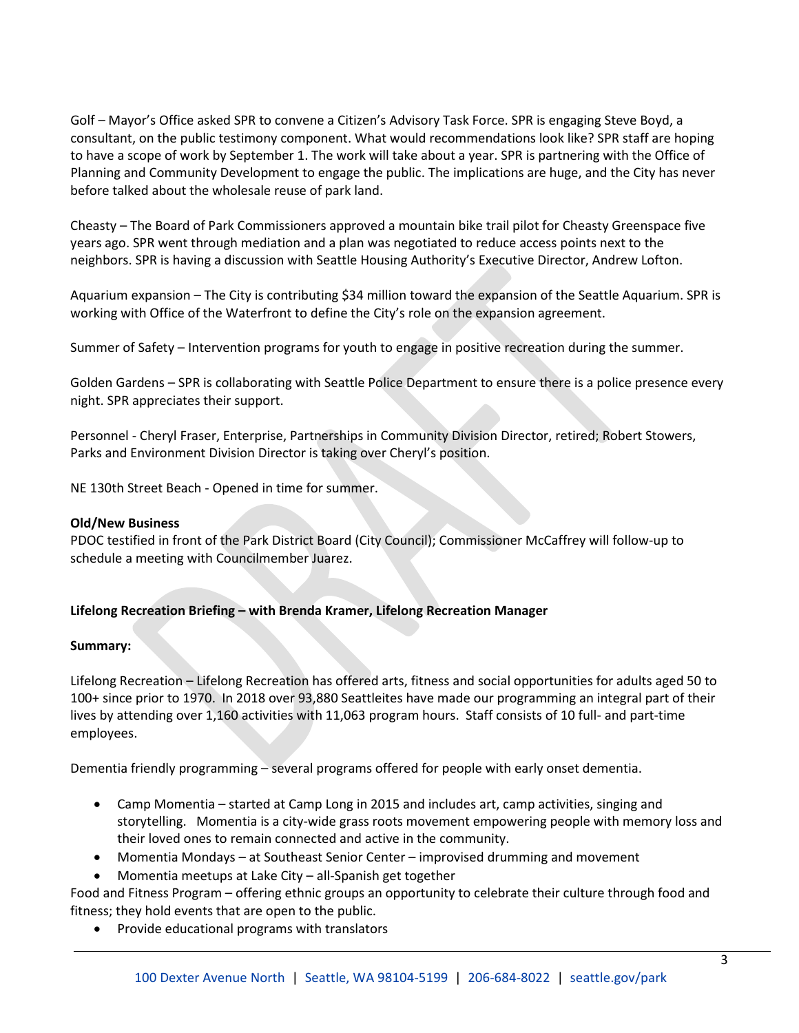Golf – Mayor's Office asked SPR to convene a Citizen's Advisory Task Force. SPR is engaging Steve Boyd, a consultant, on the public testimony component. What would recommendations look like? SPR staff are hoping to have a scope of work by September 1. The work will take about a year. SPR is partnering with the Office of Planning and Community Development to engage the public. The implications are huge, and the City has never before talked about the wholesale reuse of park land.

Cheasty – The Board of Park Commissioners approved a mountain bike trail pilot for Cheasty Greenspace five years ago. SPR went through mediation and a plan was negotiated to reduce access points next to the neighbors. SPR is having a discussion with Seattle Housing Authority's Executive Director, Andrew Lofton.

Aquarium expansion – The City is contributing $34 million toward the expansion of the Seattle Aquarium. SPR is working with Office of the Waterfront to define the City's role on the expansion agreement.

Summer of Safety – Intervention programs for youth to engage in positive recreation during the summer.

Golden Gardens – SPR is collaborating with Seattle Police Department to ensure there is a police presence every night. SPR appreciates their support.

Personnel - Cheryl Fraser, Enterprise, Partnerships in Community Division Director, retired; Robert Stowers, Parks and Environment Division Director is taking over Cheryl's position.

NE 130th Street Beach - Opened in time for summer.

**Old/New Business**
PDOC testified in front of the Park District Board (City Council); Commissioner McCaffrey will follow-up to schedule a meeting with Councilmember Juarez.

**Lifelong Recreation Briefing – with Brenda Kramer, Lifelong Recreation Manager**

**Summary:**

Lifelong Recreation – Lifelong Recreation has offered arts, fitness and social opportunities for adults aged 50 to 100+ since prior to 1970. In 2018 over 93,880 Seattleites have made our programming an integral part of their lives by attending over 1,160 activities with 11,063 program hours. Staff consists of 10 full- and part-time employees.

Dementia friendly programming – several programs offered for people with early onset dementia.

- Camp Momentia – started at Camp Long in 2015 and includes art, camp activities, singing and storytelling. Momentia is a city-wide grass roots movement empowering people with memory loss and their loved ones to remain connected and active in the community.
- Momentia Mondays – at Southeast Senior Center – improvised drumming and movement
- Momentia meetups at Lake City – all-Spanish get together

Food and Fitness Program – offering ethnic groups an opportunity to celebrate their culture through food and fitness; they hold events that are open to the public.

- Provide educational programs with translators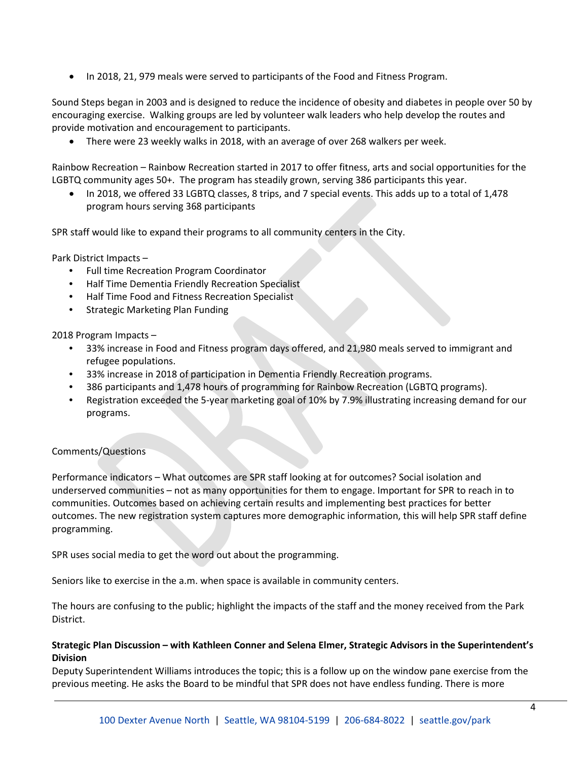- In 2018, 21, 979 meals were served to participants of the Food and Fitness Program.

Sound Steps began in 2003 and is designed to reduce the incidence of obesity and diabetes in people over 50 by encouraging exercise. Walking groups are led by volunteer walk leaders who help develop the routes and provide motivation and encouragement to participants.

- There were 23 weekly walks in 2018, with an average of over 268 walkers per week.

Rainbow Recreation – Rainbow Recreation started in 2017 to offer fitness, arts and social opportunities for the LGBTQ community ages 50+. The program has steadily grown, serving 386 participants this year.

- In 2018, we offered 33 LGBTQ classes, 8 trips, and 7 special events. This adds up to a total of 1,478 program hours serving 368 participants

SPR staff would like to expand their programs to all community centers in the City.

Park District Impacts –

- Full time Recreation Program Coordinator
- Half Time Dementia Friendly Recreation Specialist
- Half Time Food and Fitness Recreation Specialist
- Strategic Marketing Plan Funding

2018 Program Impacts –

- 33% increase in Food and Fitness program days offered, and 21,980 meals served to immigrant and refugee populations.
- 33% increase in 2018 of participation in Dementia Friendly Recreation programs.
- 386 participants and 1,478 hours of programming for Rainbow Recreation (LGBTQ programs).
- Registration exceeded the 5-year marketing goal of 10% by 7.9% illustrating increasing demand for our programs.

Comments/Questions

Performance indicators – What outcomes are SPR staff looking at for outcomes? Social isolation and underserved communities – not as many opportunities for them to engage. Important for SPR to reach in to communities. Outcomes based on achieving certain results and implementing best practices for better outcomes. The new registration system captures more demographic information, this will help SPR staff define programming.

SPR uses social media to get the word out about the programming.

Seniors like to exercise in the a.m. when space is available in community centers.

The hours are confusing to the public; highlight the impacts of the staff and the money received from the Park District.

**Strategic Plan Discussion – with Kathleen Conner and Selena Elmer, Strategic Advisors in the Superintendent's Division**

Deputy Superintendent Williams introduces the topic; this is a follow up on the window pane exercise from the previous meeting. He asks the Board to be mindful that SPR does not have endless funding. There is more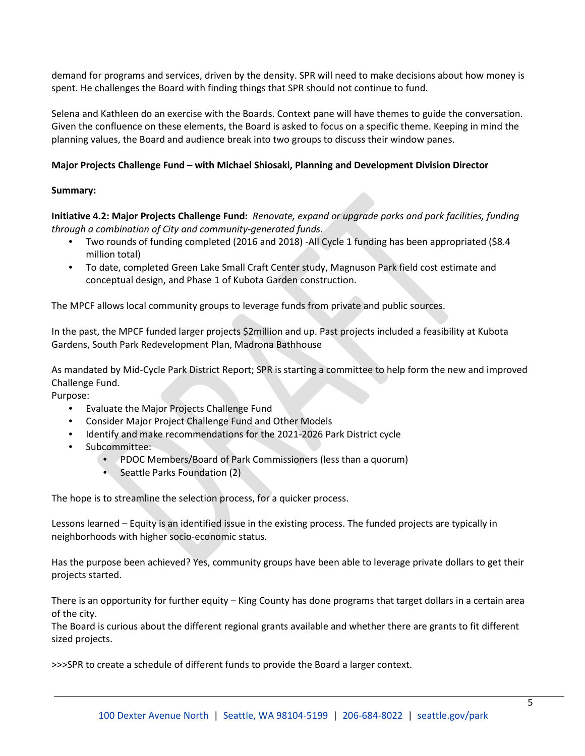demand for programs and services, driven by the density. SPR will need to make decisions about how money is spent. He challenges the Board with finding things that SPR should not continue to fund.

Selena and Kathleen do an exercise with the Boards. Context pane will have themes to guide the conversation. Given the confluence on these elements, the Board is asked to focus on a specific theme. Keeping in mind the planning values, the Board and audience break into two groups to discuss their window panes.

**Major Projects Challenge Fund – with Michael Shiosaki, Planning and Development Division Director**

**Summary:**

**Initiative 4.2: Major Projects Challenge Fund:** *Renovate, expand or upgrade parks and park facilities, funding through a combination of City and community-generated funds.*

- Two rounds of funding completed (2016 and 2018) -All Cycle 1 funding has been appropriated ($8.4 million total)
- To date, completed Green Lake Small Craft Center study, Magnuson Park field cost estimate and conceptual design, and Phase 1 of Kubota Garden construction.

The MPCF allows local community groups to leverage funds from private and public sources.

In the past, the MPCF funded larger projects $2million and up. Past projects included a feasibility at Kubota Gardens, South Park Redevelopment Plan, Madrona Bathhouse

As mandated by Mid-Cycle Park District Report; SPR is starting a committee to help form the new and improved Challenge Fund.

Purpose:

- Evaluate the Major Projects Challenge Fund
- Consider Major Project Challenge Fund and Other Models
- Identify and make recommendations for the 2021-2026 Park District cycle
- Subcommittee:
  - PDOC Members/Board of Park Commissioners (less than a quorum)
  - Seattle Parks Foundation (2)

The hope is to streamline the selection process, for a quicker process.

Lessons learned – Equity is an identified issue in the existing process. The funded projects are typically in neighborhoods with higher socio-economic status.

Has the purpose been achieved? Yes, community groups have been able to leverage private dollars to get their projects started.

There is an opportunity for further equity – King County has done programs that target dollars in a certain area of the city.

The Board is curious about the different regional grants available and whether there are grants to fit different sized projects.

>>>SPR to create a schedule of different funds to provide the Board a larger context.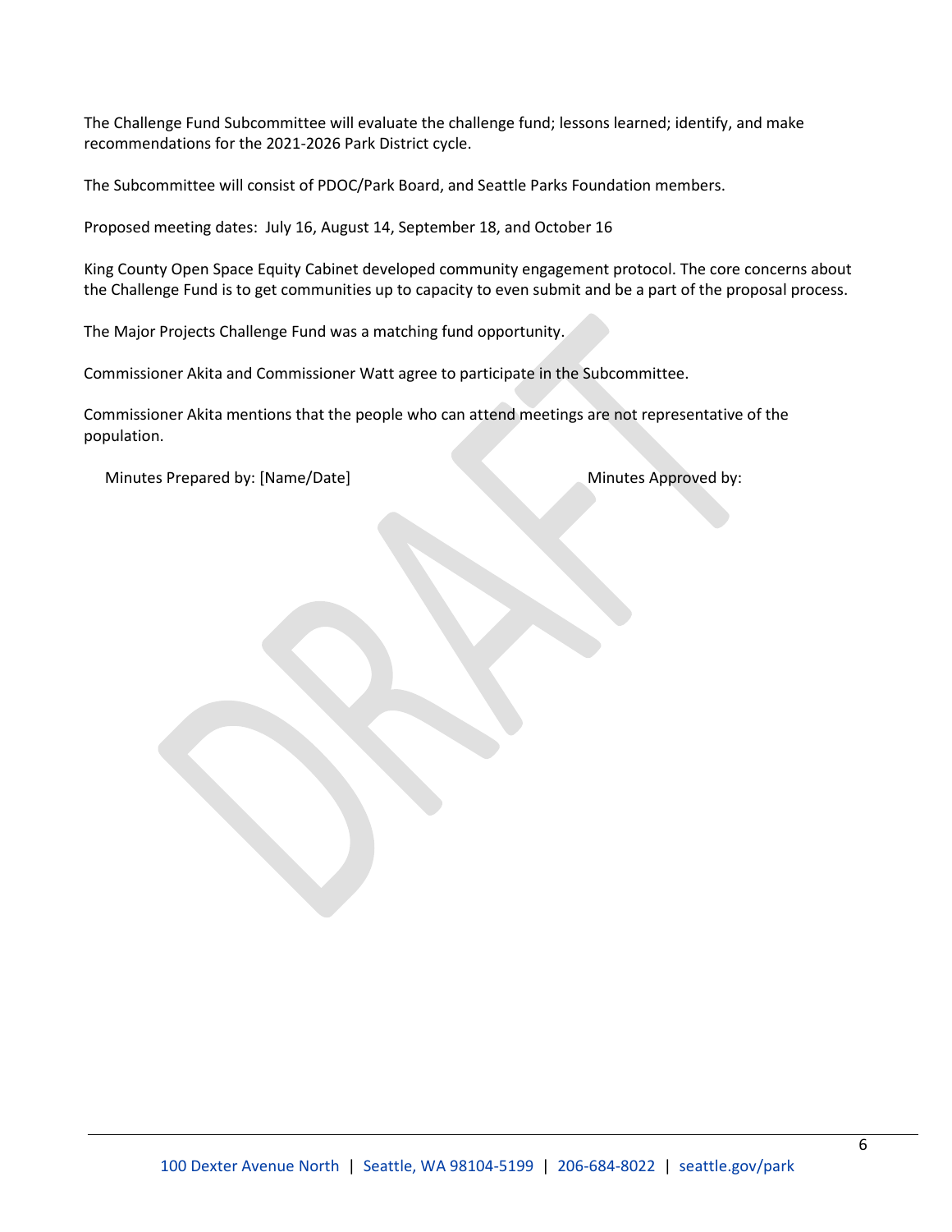The Challenge Fund Subcommittee will evaluate the challenge fund; lessons learned; identify, and make recommendations for the 2021-2026 Park District cycle.

The Subcommittee will consist of PDOC/Park Board, and Seattle Parks Foundation members.

Proposed meeting dates: July 16, August 14, September 18, and October 16

King County Open Space Equity Cabinet developed community engagement protocol. The core concerns about the Challenge Fund is to get communities up to capacity to even submit and be a part of the proposal process.

The Major Projects Challenge Fund was a matching fund opportunity.

Commissioner Akita and Commissioner Watt agree to participate in the Subcommittee.

Commissioner Akita mentions that the people who can attend meetings are not representative of the population.

Minutes Prepared by: [Name/Date]   Minutes Approved by: